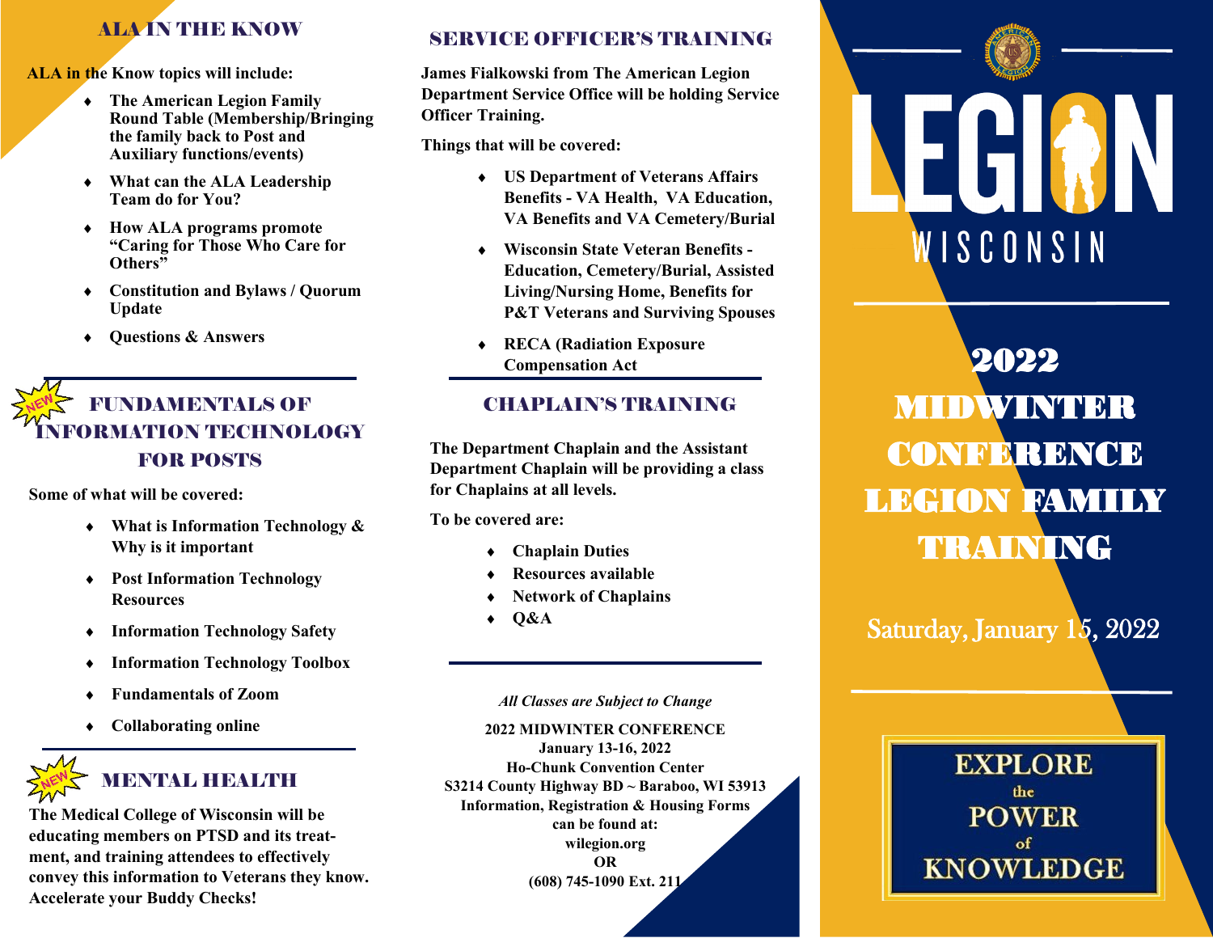## ALA IN THE KNOW

**ALA in the Know topics will include:**

- **The American Legion Family Round Table (Membership/Bringing the family back to Post and Auxiliary functions/events)**
- **What can the ALA Leadership Team do for You?**
- **How ALA programs promote "Caring for Those Who Care for Others"**
- **Constitution and Bylaws / Quorum Update**
- **Questions & Answers**

## NEW FUNDAMENTALS OF INFORMATION TECHNOLOGY FOR POSTS

**Some of what will be covered:**

- **What is Information Technology & Why is it important**
- **Post Information Technology Resources**
- **Information Technology Safety**
- **Information Technology Toolbox**
- **Fundamentals of Zoom**
- **Collaborating online**

## NEW MENTAL HEALTH

**The Medical College of Wisconsin will be educating members on PTSD and its treatment, and training attendees to effectively convey this information to Veterans they know. Accelerate your Buddy Checks!**

## SERVICE OFFICER'S TRAINING

**James Fialkowski from The American Legion Department Service Office will be holding Service Officer Training.**

**Things that will be covered:**

- **US Department of Veterans Affairs Benefits - VA Health, VA Education, VA Benefits and VA Cemetery/Burial**
- **Wisconsin State Veteran Benefits - Education, Cemetery/Burial, Assisted Living/Nursing Home, Benefits for P&T Veterans and Surviving Spouses**
- **RECA (Radiation Exposure Compensation Act**

## CHAPLAIN'S TRAINING

**The Department Chaplain and the Assistant Department Chaplain will be providing a class for Chaplains at all levels.**

**To be covered are:**

- **Chaplain Duties**
- **Resources available**
- **Network of Chaplains**
- **Q&A**

***All Classes are Subject to Change***

**2022 MIDWINTER CONFERENCE**
**January 13-16, 2022**
**Ho-Chunk Convention Center**
**S3214 County Highway BD ~ Baraboo, WI 53913**
**Information, Registration & Housing Forms can be found at:**
**wilegion.org**
**OR**
**(608) 745-1090 Ext. 211**

# LEGION WISCONSIN

# 2022 MIDWINTER CONFERENCE LEGION FAMILY TRAINING

Saturday, January 15, 2022

**EXPLORE the POWER of KNOWLEDGE**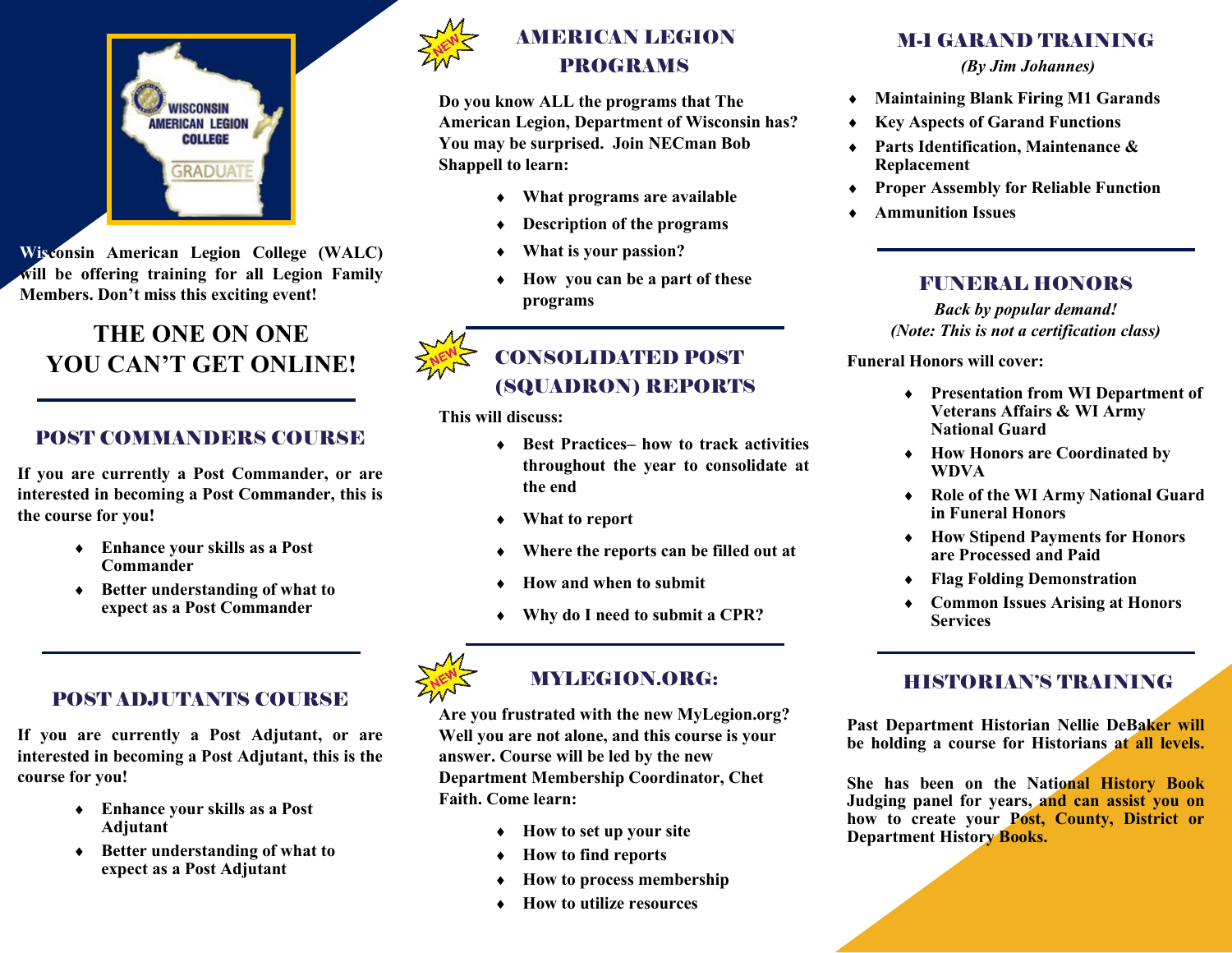Wisconsin American Legion College (WALC) will be offering training for all Legion Family Members. Don't miss this exciting event!

# THE ONE ON ONE YOU CAN'T GET ONLINE!

## POST COMMANDERS COURSE

If you are currently a Post Commander, or are interested in becoming a Post Commander, this is the course for you!

- Enhance your skills as a Post Commander
- Better understanding of what to expect as a Post Commander

## POST ADJUTANTS COURSE

If you are currently a Post Adjutant, or are interested in becoming a Post Adjutant, this is the course for you!

- Enhance your skills as a Post Adjutant
- Better understanding of what to expect as a Post Adjutant

## AMERICAN LEGION PROGRAMS

NEW

Do you know ALL the programs that The American Legion, Department of Wisconsin has? You may be surprised. Join NECman Bob Shappell to learn:

- What programs are available
- Description of the programs
- What is your passion?
- How you can be a part of these programs

## CONSOLIDATED POST (SQUADRON) REPORTS

NEW

This will discuss:

- Best Practices– how to track activities throughout the year to consolidate at the end
- What to report
- Where the reports can be filled out at
- How and when to submit
- Why do I need to submit a CPR?

## MYLEGION.ORG:

NEW

Are you frustrated with the new MyLegion.org? Well you are not alone, and this course is your answer. Course will be led by the new Department Membership Coordinator, Chet Faith. Come learn:

- How to set up your site
- How to find reports
- How to process membership
- How to utilize resources

## M-1 GARAND TRAINING

*(By Jim Johannes)*

- Maintaining Blank Firing M1 Garands
- Key Aspects of Garand Functions
- Parts Identification, Maintenance & Replacement
- Proper Assembly for Reliable Function
- Ammunition Issues

## FUNERAL HONORS

*Back by popular demand!*
*(Note: This is not a certification class)*

Funeral Honors will cover:

- Presentation from WI Department of Veterans Affairs & WI Army National Guard
- How Honors are Coordinated by WDVA
- Role of the WI Army National Guard in Funeral Honors
- How Stipend Payments for Honors are Processed and Paid
- Flag Folding Demonstration
- Common Issues Arising at Honors Services

## HISTORIAN'S TRAINING

Past Department Historian Nellie DeBaker will be holding a course for Historians at all levels.

She has been on the National History Book Judging panel for years, and can assist you on how to create your Post, County, District or Department History Books.